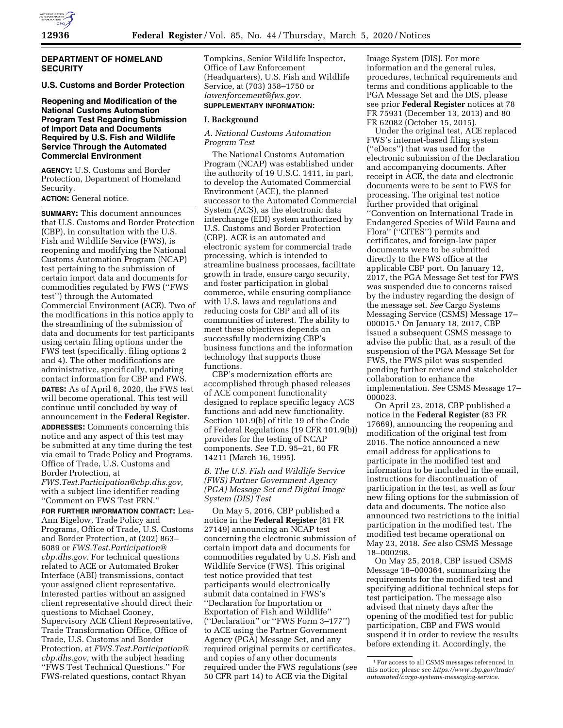## DEPARTMENT OF HOMELAND SECURITY

### U.S. Customs and Border Protection

### Reopening and Modification of the National Customs Automation Program Test Regarding Submission of Import Data and Documents Required by U.S. Fish and Wildlife Service Through the Automated Commercial Environment

**AGENCY:** U.S. Customs and Border Protection, Department of Homeland Security.

**ACTION:** General notice.

**SUMMARY:** This document announces that U.S. Customs and Border Protection (CBP), in consultation with the U.S. Fish and Wildlife Service (FWS), is reopening and modifying the National Customs Automation Program (NCAP) test pertaining to the submission of certain import data and documents for commodities regulated by FWS (''FWS test'') through the Automated Commercial Environment (ACE). Two of the modifications in this notice apply to the streamlining of the submission of data and documents for test participants using certain filing options under the FWS test (specifically, filing options 2 and 4). The other modifications are administrative, specifically, updating contact information for CBP and FWS.

**DATES:** As of April 6, 2020, the FWS test will become operational. This test will continue until concluded by way of announcement in the **Federal Register**.

**ADDRESSES:** Comments concerning this notice and any aspect of this test may be submitted at any time during the test via email to Trade Policy and Programs, Office of Trade, U.S. Customs and Border Protection, at *FWS.Test.Participation@cbp.dhs.gov,* with a subject line identifier reading ''Comment on FWS Test FRN.''

**FOR FURTHER INFORMATION CONTACT:** Lea-Ann Bigelow, Trade Policy and Programs, Office of Trade, U.S. Customs and Border Protection, at (202) 863–6089 or *FWS.Test.Participation@cbp.dhs.gov.* For technical questions related to ACE or Automated Broker Interface (ABI) transmissions, contact your assigned client representative. Interested parties without an assigned client representative should direct their questions to Michael Cooney, Supervisory ACE Client Representative, Trade Transformation Office, Office of Trade, U.S. Customs and Border Protection, at *FWS.Test.Participation@cbp.dhs.gov,* with the subject heading ''FWS Test Technical Questions.'' For FWS-related questions, contact Rhyan Tompkins, Senior Wildlife Inspector, Office of Law Enforcement (Headquarters), U.S. Fish and Wildlife Service, at (703) 358–1750 or *lawenforcement@fws.gov.*

**SUPPLEMENTARY INFORMATION:**

## I. Background

### A. National Customs Automation Program Test

The National Customs Automation Program (NCAP) was established under the authority of 19 U.S.C. 1411, in part, to develop the Automated Commercial Environment (ACE), the planned successor to the Automated Commercial System (ACS), as the electronic data interchange (EDI) system authorized by U.S. Customs and Border Protection (CBP). ACE is an automated and electronic system for commercial trade processing, which is intended to streamline business processes, facilitate growth in trade, ensure cargo security, and foster participation in global commerce, while ensuring compliance with U.S. laws and regulations and reducing costs for CBP and all of its communities of interest. The ability to meet these objectives depends on successfully modernizing CBP's business functions and the information technology that supports those functions.

CBP's modernization efforts are accomplished through phased releases of ACE component functionality designed to replace specific legacy ACS functions and add new functionality. Section 101.9(b) of title 19 of the Code of Federal Regulations (19 CFR 101.9(b)) provides for the testing of NCAP components. *See* T.D. 95–21, 60 FR 14211 (March 16, 1995).

### B. The U.S. Fish and Wildlife Service (FWS) Partner Government Agency (PGA) Message Set and Digital Image System (DIS) Test

On May 5, 2016, CBP published a notice in the **Federal Register** (81 FR 27149) announcing an NCAP test concerning the electronic submission of certain import data and documents for commodities regulated by U.S. Fish and Wildlife Service (FWS). This original test notice provided that test participants would electronically submit data contained in FWS's ''Declaration for Importation or Exportation of Fish and Wildlife'' (''Declaration'' or ''FWS Form 3–177'') to ACE using the Partner Government Agency (PGA) Message Set, and any required original permits or certificates, and copies of any other documents required under the FWS regulations (*see* 50 CFR part 14) to ACE via the Digital Image System (DIS). For more information and the general rules, procedures, technical requirements and terms and conditions applicable to the PGA Message Set and the DIS, please see prior **Federal Register** notices at 78 FR 75931 (December 13, 2013) and 80 FR 62082 (October 15, 2015).

Under the original test, ACE replaced FWS's internet-based filing system (''eDecs'') that was used for the electronic submission of the Declaration and accompanying documents. After receipt in ACE, the data and electronic documents were to be sent to FWS for processing. The original test notice further provided that original ''Convention on International Trade in Endangered Species of Wild Fauna and Flora'' (''CITES'') permits and certificates, and foreign-law paper documents were to be submitted directly to the FWS office at the applicable CBP port. On January 12, 2017, the PGA Message Set test for FWS was suspended due to concerns raised by the industry regarding the design of the message set. *See* Cargo Systems Messaging Service (CSMS) Message 17–000015.[1] On January 18, 2017, CBP issued a subsequent CSMS message to advise the public that, as a result of the suspension of the PGA Message Set for FWS, the FWS pilot was suspended pending further review and stakeholder collaboration to enhance the implementation. *See* CSMS Message 17–000023.

On April 23, 2018, CBP published a notice in the **Federal Register** (83 FR 17669), announcing the reopening and modification of the original test from 2016. The notice announced a new email address for applications to participate in the modified test and information to be included in the email, instructions for discontinuation of participation in the test, as well as four new filing options for the submission of data and documents. The notice also announced two restrictions to the initial participation in the modified test. The modified test became operational on May 23, 2018. *See* also CSMS Message 18–000298.

On May 25, 2018, CBP issued CSMS Message 18–000364, summarizing the requirements for the modified test and specifying additional technical steps for test participation. The message also advised that ninety days after the opening of the modified test for public participation, CBP and FWS would suspend it in order to review the results before extending it. Accordingly, the

[1] For access to all CSMS messages referenced in this notice, please see *https://www.cbp.gov/trade/automated/cargo-systems-messaging-service.*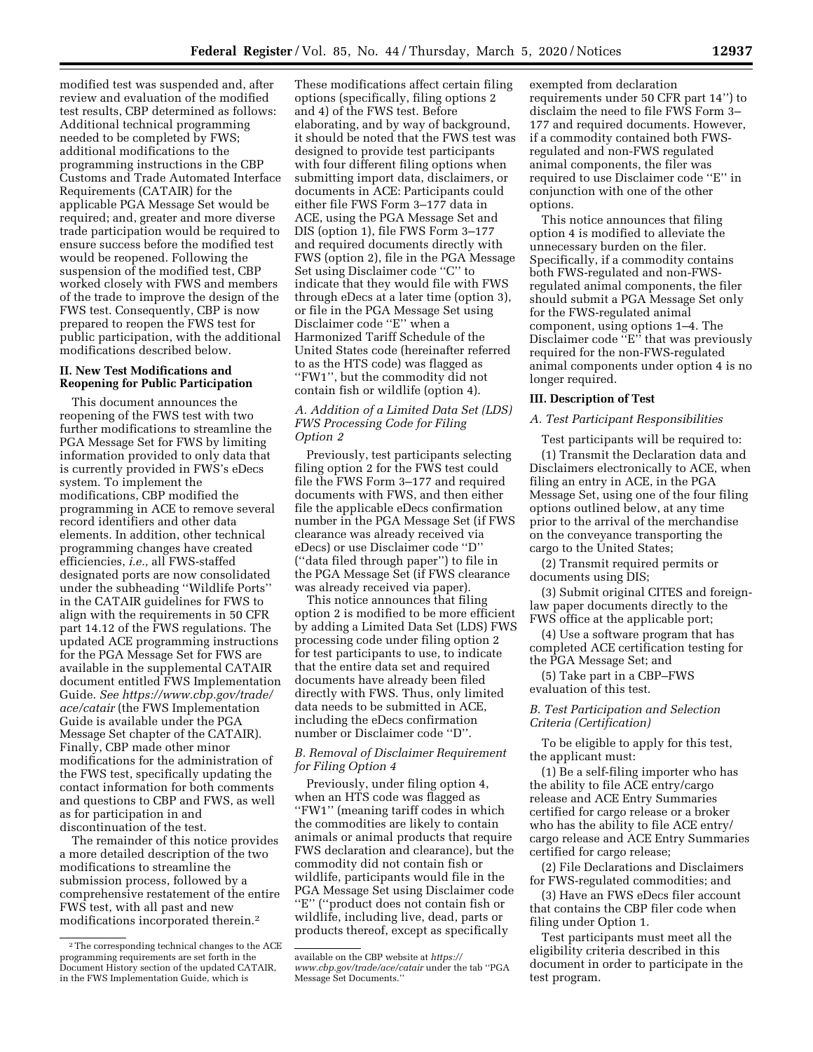modified test was suspended and, after review and evaluation of the modified test results, CBP determined as follows: Additional technical programming needed to be completed by FWS; additional modifications to the programming instructions in the CBP Customs and Trade Automated Interface Requirements (CATAIR) for the applicable PGA Message Set would be required; and, greater and more diverse trade participation would be required to ensure success before the modified test would be reopened. Following the suspension of the modified test, CBP worked closely with FWS and members of the trade to improve the design of the FWS test. Consequently, CBP is now prepared to reopen the FWS test for public participation, with the additional modifications described below.

## II. New Test Modifications and Reopening for Public Participation

This document announces the reopening of the FWS test with two further modifications to streamline the PGA Message Set for FWS by limiting information provided to only data that is currently provided in FWS's eDecs system. To implement the modifications, CBP modified the programming in ACE to remove several record identifiers and other data elements. In addition, other technical programming changes have created efficiencies, *i.e.,* all FWS-staffed designated ports are now consolidated under the subheading "Wildlife Ports" in the CATAIR guidelines for FWS to align with the requirements in 50 CFR part 14.12 of the FWS regulations. The updated ACE programming instructions for the PGA Message Set for FWS are available in the supplemental CATAIR document entitled FWS Implementation Guide. *See https://www.cbp.gov/trade/ace/catair* (the FWS Implementation Guide is available under the PGA Message Set chapter of the CATAIR). Finally, CBP made other minor modifications for the administration of the FWS test, specifically updating the contact information for both comments and questions to CBP and FWS, as well as for participation in and discontinuation of the test.

The remainder of this notice provides a more detailed description of the two modifications to streamline the submission process, followed by a comprehensive restatement of the entire FWS test, with all past and new modifications incorporated therein.[2]

These modifications affect certain filing options (specifically, filing options 2 and 4) of the FWS test. Before elaborating, and by way of background, it should be noted that the FWS test was designed to provide test participants with four different filing options when submitting import data, disclaimers, or documents in ACE: Participants could either file FWS Form 3–177 data in ACE, using the PGA Message Set and DIS (option 1), file FWS Form 3–177 and required documents directly with FWS (option 2), file in the PGA Message Set using Disclaimer code "C" to indicate that they would file with FWS through eDecs at a later time (option 3), or file in the PGA Message Set using Disclaimer code "E" when a Harmonized Tariff Schedule of the United States code (hereinafter referred to as the HTS code) was flagged as "FW1", but the commodity did not contain fish or wildlife (option 4).

### *A. Addition of a Limited Data Set (LDS) FWS Processing Code for Filing Option 2*

Previously, test participants selecting filing option 2 for the FWS test could file the FWS Form 3–177 and required documents with FWS, and then either file the applicable eDecs confirmation number in the PGA Message Set (if FWS clearance was already received via eDecs) or use Disclaimer code "D" ("data filed through paper") to file in the PGA Message Set (if FWS clearance was already received via paper).

This notice announces that filing option 2 is modified to be more efficient by adding a Limited Data Set (LDS) FWS processing code under filing option 2 for test participants to use, to indicate that the entire data set and required documents have already been filed directly with FWS. Thus, only limited data needs to be submitted in ACE, including the eDecs confirmation number or Disclaimer code "D".

### *B. Removal of Disclaimer Requirement for Filing Option 4*

Previously, under filing option 4, when an HTS code was flagged as "FW1" (meaning tariff codes in which the commodities are likely to contain animals or animal products that require FWS declaration and clearance), but the commodity did not contain fish or wildlife, participants would file in the PGA Message Set using Disclaimer code "E" ("product does not contain fish or wildlife, including live, dead, parts or products thereof, except as specifically exempted from declaration requirements under 50 CFR part 14") to disclaim the need to file FWS Form 3–177 and required documents. However, if a commodity contained both FWS-regulated and non-FWS regulated animal components, the filer was required to use Disclaimer code "E" in conjunction with one of the other options.

This notice announces that filing option 4 is modified to alleviate the unnecessary burden on the filer. Specifically, if a commodity contains both FWS-regulated and non-FWS-regulated animal components, the filer should submit a PGA Message Set only for the FWS-regulated animal component, using options 1–4. The Disclaimer code "E" that was previously required for the non-FWS-regulated animal components under option 4 is no longer required.

## III. Description of Test

### *A. Test Participant Responsibilities*

Test participants will be required to:

(1) Transmit the Declaration data and Disclaimers electronically to ACE, when filing an entry in ACE, in the PGA Message Set, using one of the four filing options outlined below, at any time prior to the arrival of the merchandise on the conveyance transporting the cargo to the United States;

(2) Transmit required permits or documents using DIS;

(3) Submit original CITES and foreign-law paper documents directly to the FWS office at the applicable port;

(4) Use a software program that has completed ACE certification testing for the PGA Message Set; and

(5) Take part in a CBP–FWS evaluation of this test.

### *B. Test Participation and Selection Criteria (Certification)*

To be eligible to apply for this test, the applicant must:

(1) Be a self-filing importer who has the ability to file ACE entry/cargo release and ACE Entry Summaries certified for cargo release or a broker who has the ability to file ACE entry/cargo release and ACE Entry Summaries certified for cargo release;

(2) File Declarations and Disclaimers for FWS-regulated commodities; and

(3) Have an FWS eDecs filer account that contains the CBP filer code when filing under Option 1.

Test participants must meet all the eligibility criteria described in this document in order to participate in the test program.

---

[2] The corresponding technical changes to the ACE programming requirements are set forth in the Document History section of the updated CATAIR, in the FWS Implementation Guide, which is available on the CBP website at *https://www.cbp.gov/trade/ace/catair* under the tab "PGA Message Set Documents."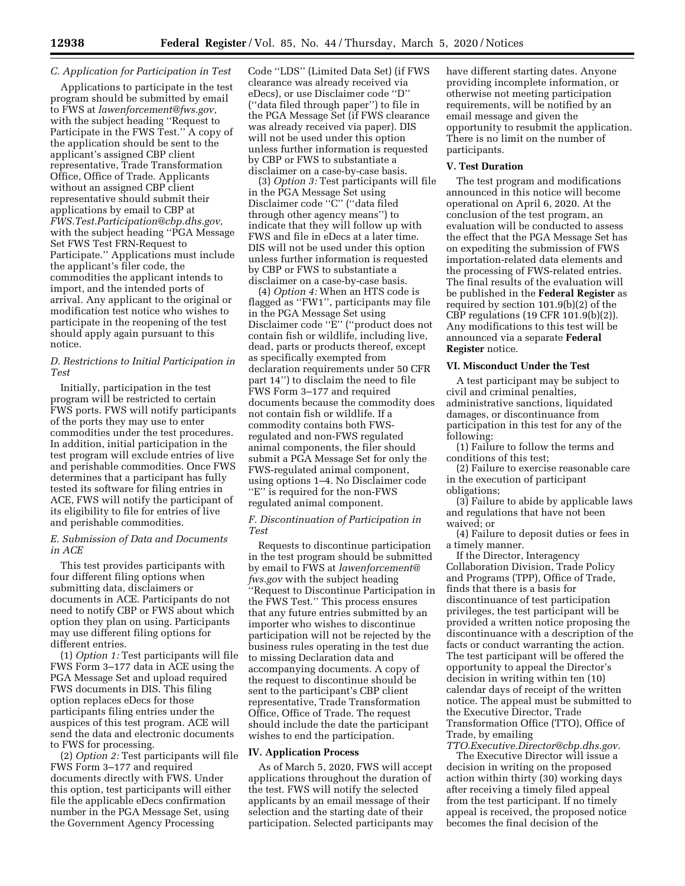### C. Application for Participation in Test

Applications to participate in the test program should be submitted by email to FWS at *lawenforcement@fws.gov,* with the subject heading ''Request to Participate in the FWS Test.'' A copy of the application should be sent to the applicant's assigned CBP client representative, Trade Transformation Office, Office of Trade. Applicants without an assigned CBP client representative should submit their applications by email to CBP at *FWS.Test.Participation@cbp.dhs.gov,* with the subject heading ''PGA Message Set FWS Test FRN-Request to Participate.'' Applications must include the applicant's filer code, the commodities the applicant intends to import, and the intended ports of arrival. Any applicant to the original or modification test notice who wishes to participate in the reopening of the test should apply again pursuant to this notice.

### D. Restrictions to Initial Participation in Test

Initially, participation in the test program will be restricted to certain FWS ports. FWS will notify participants of the ports they may use to enter commodities under the test procedures. In addition, initial participation in the test program will exclude entries of live and perishable commodities. Once FWS determines that a participant has fully tested its software for filing entries in ACE, FWS will notify the participant of its eligibility to file for entries of live and perishable commodities.

### E. Submission of Data and Documents in ACE

This test provides participants with four different filing options when submitting data, disclaimers or documents in ACE. Participants do not need to notify CBP or FWS about which option they plan on using. Participants may use different filing options for different entries.

(1) *Option 1:* Test participants will file FWS Form 3–177 data in ACE using the PGA Message Set and upload required FWS documents in DIS. This filing option replaces eDecs for those participants filing entries under the auspices of this test program. ACE will send the data and electronic documents to FWS for processing.

(2) *Option 2:* Test participants will file FWS Form 3–177 and required documents directly with FWS. Under this option, test participants will either file the applicable eDecs confirmation number in the PGA Message Set, using the Government Agency Processing Code ''LDS'' (Limited Data Set) (if FWS clearance was already received via eDecs), or use Disclaimer code ''D'' (''data filed through paper'') to file in the PGA Message Set (if FWS clearance was already received via paper). DIS will not be used under this option unless further information is requested by CBP or FWS to substantiate a disclaimer on a case-by-case basis.

(3) *Option 3:* Test participants will file in the PGA Message Set using Disclaimer code ''C'' (''data filed through other agency means'') to indicate that they will follow up with FWS and file in eDecs at a later time. DIS will not be used under this option unless further information is requested by CBP or FWS to substantiate a disclaimer on a case-by-case basis.

(4) *Option 4:* When an HTS code is flagged as ''FW1'', participants may file in the PGA Message Set using Disclaimer code ''E'' (''product does not contain fish or wildlife, including live, dead, parts or products thereof, except as specifically exempted from declaration requirements under 50 CFR part 14'') to disclaim the need to file FWS Form 3–177 and required documents because the commodity does not contain fish or wildlife. If a commodity contains both FWS-regulated and non-FWS regulated animal components, the filer should submit a PGA Message Set for only the FWS-regulated animal component, using options 1–4. No Disclaimer code ''E'' is required for the non-FWS regulated animal component.

### F. Discontinuation of Participation in Test

Requests to discontinue participation in the test program should be submitted by email to FWS at *lawenforcement@fws.gov* with the subject heading ''Request to Discontinue Participation in the FWS Test.'' This process ensures that any future entries submitted by an importer who wishes to discontinue participation will not be rejected by the business rules operating in the test due to missing Declaration data and accompanying documents. A copy of the request to discontinue should be sent to the participant's CBP client representative, Trade Transformation Office, Office of Trade. The request should include the date the participant wishes to end the participation.

## IV. Application Process

As of March 5, 2020, FWS will accept applications throughout the duration of the test. FWS will notify the selected applicants by an email message of their selection and the starting date of their participation. Selected participants may have different starting dates. Anyone providing incomplete information, or otherwise not meeting participation requirements, will be notified by an email message and given the opportunity to resubmit the application. There is no limit on the number of participants.

## V. Test Duration

The test program and modifications announced in this notice will become operational on April 6, 2020. At the conclusion of the test program, an evaluation will be conducted to assess the effect that the PGA Message Set has on expediting the submission of FWS importation-related data elements and the processing of FWS-related entries. The final results of the evaluation will be published in the **Federal Register** as required by section 101.9(b)(2) of the CBP regulations (19 CFR 101.9(b)(2)). Any modifications to this test will be announced via a separate **Federal Register** notice.

## VI. Misconduct Under the Test

A test participant may be subject to civil and criminal penalties, administrative sanctions, liquidated damages, or discontinuance from participation in this test for any of the following:

(1) Failure to follow the terms and conditions of this test;

(2) Failure to exercise reasonable care in the execution of participant obligations;

(3) Failure to abide by applicable laws and regulations that have not been waived; or

(4) Failure to deposit duties or fees in a timely manner.

If the Director, Interagency Collaboration Division, Trade Policy and Programs (TPP), Office of Trade, finds that there is a basis for discontinuance of test participation privileges, the test participant will be provided a written notice proposing the discontinuance with a description of the facts or conduct warranting the action. The test participant will be offered the opportunity to appeal the Director's decision in writing within ten (10) calendar days of receipt of the written notice. The appeal must be submitted to the Executive Director, Trade Transformation Office (TTO), Office of Trade, by emailing *TTO.Executive.Director@cbp.dhs.gov.*

The Executive Director will issue a decision in writing on the proposed action within thirty (30) working days after receiving a timely filed appeal from the test participant. If no timely appeal is received, the proposed notice becomes the final decision of the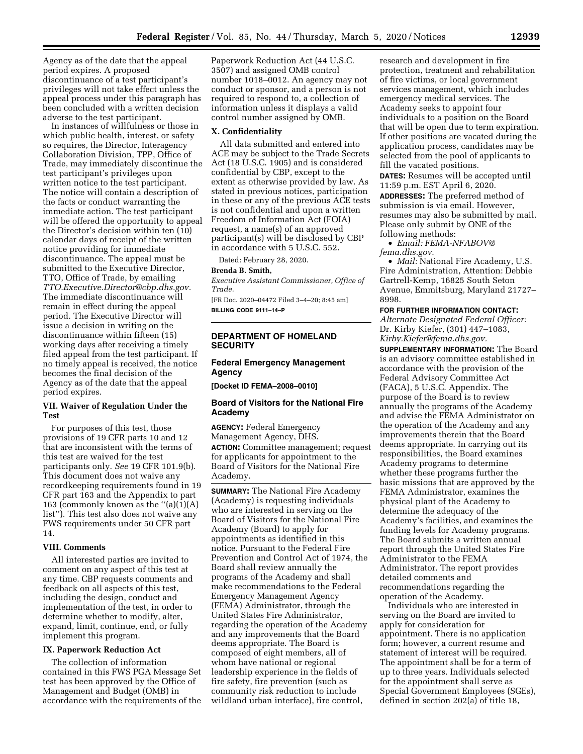Agency as of the date that the appeal period expires. A proposed discontinuance of a test participant's privileges will not take effect unless the appeal process under this paragraph has been concluded with a written decision adverse to the test participant.

In instances of willfulness or those in which public health, interest, or safety so requires, the Director, Interagency Collaboration Division, TPP, Office of Trade, may immediately discontinue the test participant's privileges upon written notice to the test participant. The notice will contain a description of the facts or conduct warranting the immediate action. The test participant will be offered the opportunity to appeal the Director's decision within ten (10) calendar days of receipt of the written notice providing for immediate discontinuance. The appeal must be submitted to the Executive Director, TTO, Office of Trade, by emailing *TTO.Executive.Director@cbp.dhs.gov.* The immediate discontinuance will remain in effect during the appeal period. The Executive Director will issue a decision in writing on the discontinuance within fifteen (15) working days after receiving a timely filed appeal from the test participant. If no timely appeal is received, the notice becomes the final decision of the Agency as of the date that the appeal period expires.

### VII. Waiver of Regulation Under the Test

For purposes of this test, those provisions of 19 CFR parts 10 and 12 that are inconsistent with the terms of this test are waived for the test participants only. *See* 19 CFR 101.9(b). This document does not waive any recordkeeping requirements found in 19 CFR part 163 and the Appendix to part 163 (commonly known as the ''(a)(1)(A) list''). This test also does not waive any FWS requirements under 50 CFR part 14.

### VIII. Comments

All interested parties are invited to comment on any aspect of this test at any time. CBP requests comments and feedback on all aspects of this test, including the design, conduct and implementation of the test, in order to determine whether to modify, alter, expand, limit, continue, end, or fully implement this program.

### IX. Paperwork Reduction Act

The collection of information contained in this FWS PGA Message Set test has been approved by the Office of Management and Budget (OMB) in accordance with the requirements of the Paperwork Reduction Act (44 U.S.C. 3507) and assigned OMB control number 1018–0012. An agency may not conduct or sponsor, and a person is not required to respond to, a collection of information unless it displays a valid control number assigned by OMB.

### X. Confidentiality

All data submitted and entered into ACE may be subject to the Trade Secrets Act (18 U.S.C. 1905) and is considered confidential by CBP, except to the extent as otherwise provided by law. As stated in previous notices, participation in these or any of the previous ACE tests is not confidential and upon a written Freedom of Information Act (FOIA) request, a name(s) of an approved participant(s) will be disclosed by CBP in accordance with 5 U.S.C. 552.

Dated: February 28, 2020.

**Brenda B. Smith,**

*Executive Assistant Commissioner, Office of Trade.*

[FR Doc. 2020–04472 Filed 3–4–20; 8:45 am]

**BILLING CODE 9111–14–P**

---

## DEPARTMENT OF HOMELAND SECURITY

### Federal Emergency Management Agency

**[Docket ID FEMA–2008–0010]**

### Board of Visitors for the National Fire Academy

**AGENCY:** Federal Emergency Management Agency, DHS.

**ACTION:** Committee management; request for applicants for appointment to the Board of Visitors for the National Fire Academy.

**SUMMARY:** The National Fire Academy (Academy) is requesting individuals who are interested in serving on the Board of Visitors for the National Fire Academy (Board) to apply for appointments as identified in this notice. Pursuant to the Federal Fire Prevention and Control Act of 1974, the Board shall review annually the programs of the Academy and shall make recommendations to the Federal Emergency Management Agency (FEMA) Administrator, through the United States Fire Administrator, regarding the operation of the Academy and any improvements that the Board deems appropriate. The Board is composed of eight members, all of whom have national or regional leadership experience in the fields of fire safety, fire prevention (such as community risk reduction to include wildland urban interface), fire control, research and development in fire protection, treatment and rehabilitation of fire victims, or local government services management, which includes emergency medical services. The Academy seeks to appoint four individuals to a position on the Board that will be open due to term expiration. If other positions are vacated during the application process, candidates may be selected from the pool of applicants to fill the vacated positions.

**DATES:** Resumes will be accepted until 11:59 p.m. EST April 6, 2020.

**ADDRESSES:** The preferred method of submission is via email. However, resumes may also be submitted by mail. Please only submit by ONE of the following methods:

- *Email: FEMA-NFABOV@fema.dhs.gov.*
- *Mail:* National Fire Academy, U.S. Fire Administration, Attention: Debbie Gartrell-Kemp, 16825 South Seton Avenue, Emmitsburg, Maryland 21727–8998.

**FOR FURTHER INFORMATION CONTACT:** *Alternate Designated Federal Officer:* Dr. Kirby Kiefer, (301) 447–1083, *Kirby.Kiefer@fema.dhs.gov.*

**SUPPLEMENTARY INFORMATION:** The Board is an advisory committee established in accordance with the provision of the Federal Advisory Committee Act (FACA), 5 U.S.C. Appendix. The purpose of the Board is to review annually the programs of the Academy and advise the FEMA Administrator on the operation of the Academy and any improvements therein that the Board deems appropriate. In carrying out its responsibilities, the Board examines Academy programs to determine whether these programs further the basic missions that are approved by the FEMA Administrator, examines the physical plant of the Academy to determine the adequacy of the Academy's facilities, and examines the funding levels for Academy programs. The Board submits a written annual report through the United States Fire Administrator to the FEMA Administrator. The report provides detailed comments and recommendations regarding the operation of the Academy.

Individuals who are interested in serving on the Board are invited to apply for consideration for appointment. There is no application form; however, a current resume and statement of interest will be required. The appointment shall be for a term of up to three years. Individuals selected for the appointment shall serve as Special Government Employees (SGEs), defined in section 202(a) of title 18,